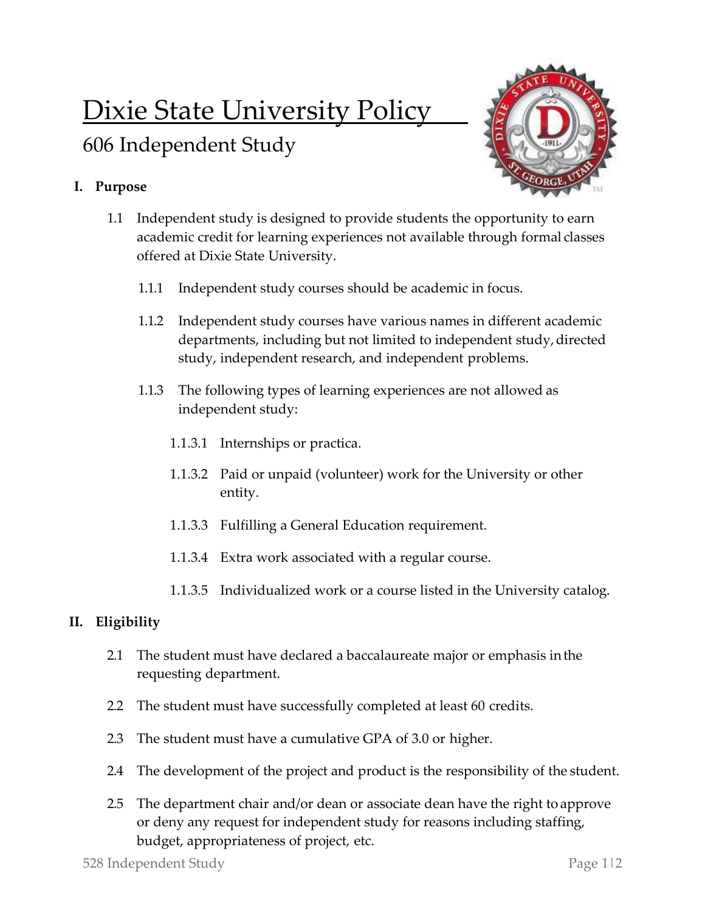# Dixie State University Policy

## 606 Independent Study

### I. Purpose

1.1 Independent study is designed to provide students the opportunity to earn academic credit for learning experiences not available through formal classes offered at Dixie State University.

1.1.1 Independent study courses should be academic in focus.

1.1.2 Independent study courses have various names in different academic departments, including but not limited to independent study, directed study, independent research, and independent problems.

1.1.3 The following types of learning experiences are not allowed as independent study:

1.1.3.1 Internships or practica.

1.1.3.2 Paid or unpaid (volunteer) work for the University or other entity.

1.1.3.3 Fulfilling a General Education requirement.

1.1.3.4 Extra work associated with a regular course.

1.1.3.5 Individualized work or a course listed in the University catalog.

### II. Eligibility

2.1 The student must have declared a baccalaureate major or emphasis in the requesting department.

2.2 The student must have successfully completed at least 60 credits.

2.3 The student must have a cumulative GPA of 3.0 or higher.

2.4 The development of the project and product is the responsibility of the student.

2.5 The department chair and/or dean or associate dean have the right to approve or deny any request for independent study for reasons including staffing, budget, appropriateness of project, etc.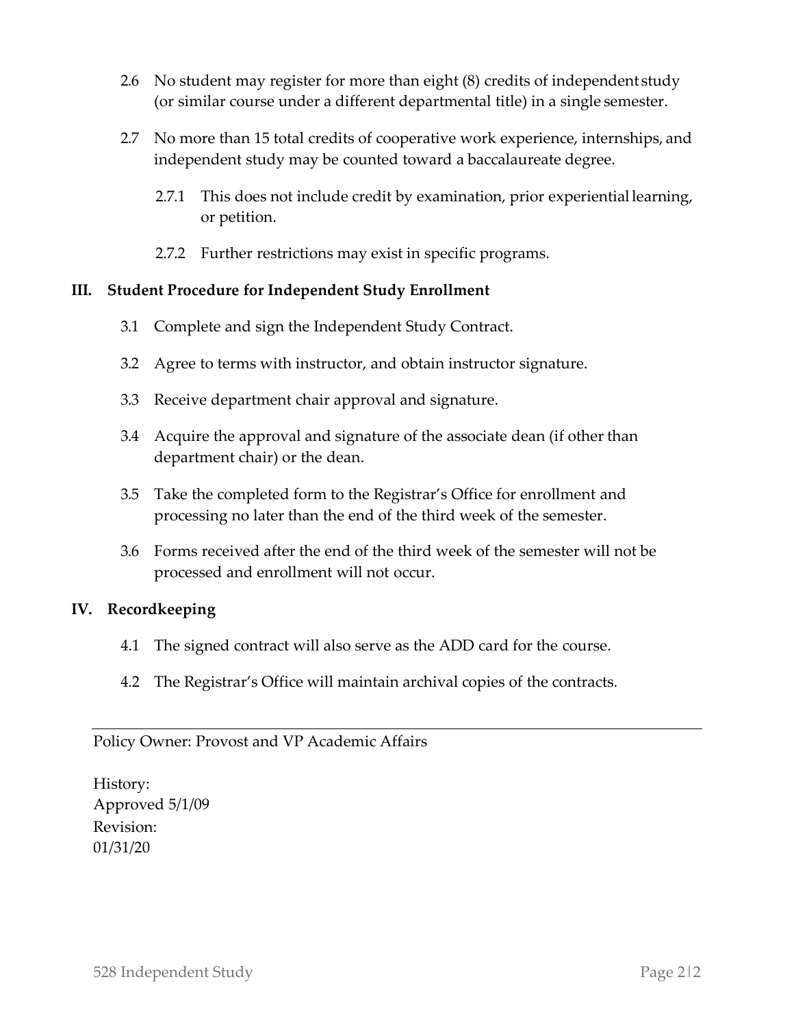2.6 No student may register for more than eight (8) credits of independent study (or similar course under a different departmental title) in a single semester.

2.7 No more than 15 total credits of cooperative work experience, internships, and independent study may be counted toward a baccalaureate degree.

2.7.1 This does not include credit by examination, prior experiential learning, or petition.

2.7.2 Further restrictions may exist in specific programs.

## III. Student Procedure for Independent Study Enrollment

3.1 Complete and sign the Independent Study Contract.

3.2 Agree to terms with instructor, and obtain instructor signature.

3.3 Receive department chair approval and signature.

3.4 Acquire the approval and signature of the associate dean (if other than department chair) or the dean.

3.5 Take the completed form to the Registrar's Office for enrollment and processing no later than the end of the third week of the semester.

3.6 Forms received after the end of the third week of the semester will not be processed and enrollment will not occur.

## IV. Recordkeeping

4.1 The signed contract will also serve as the ADD card for the course.

4.2 The Registrar's Office will maintain archival copies of the contracts.

---

Policy Owner: Provost and VP Academic Affairs

History:
Approved 5/1/09
Revision:
01/31/20